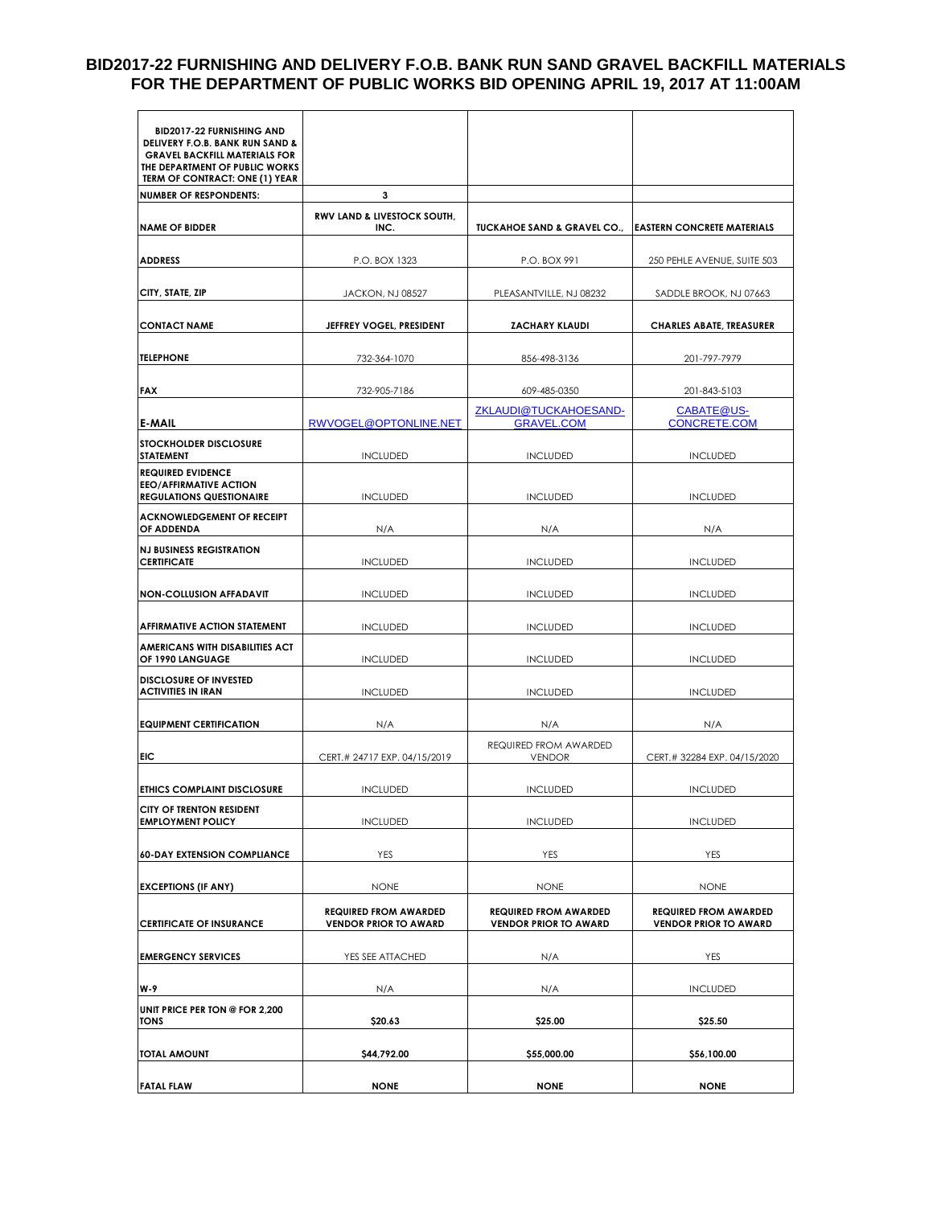# BID2017-22 FURNISHING AND DELIVERY F.O.B. BANK RUN SAND GRAVEL BACKFILL MATERIALS FOR THE DEPARTMENT OF PUBLIC WORKS BID OPENING APRIL 19, 2017 AT 11:00AM

| **BID2017-22 FURNISHING AND DELIVERY F.O.B. BANK RUN SAND & GRAVEL BACKFILL MATERIALS FOR THE DEPARTMENT OF PUBLIC WORKS TERM OF CONTRACT: ONE (1) YEAR** | | | |
|---|---|---|---|
| **NUMBER OF RESPONDENTS:** | **3** | | |
| **NAME OF BIDDER** | **RWV LAND & LIVESTOCK SOUTH, INC.** | **TUCKAHOE SAND & GRAVEL CO.,** | **EASTERN CONCRETE MATERIALS** |
| **ADDRESS** | P.O. BOX 1323 | P.O. BOX 991 | 250 PEHLE AVENUE, SUITE 503 |
| **CITY, STATE, ZIP** | JACKON, NJ 08527 | PLEASANTVILLE, NJ 08232 | SADDLE BROOK, NJ 07663 |
| **CONTACT NAME** | **JEFFREY VOGEL, PRESIDENT** | **ZACHARY KLAUDI** | **CHARLES ABATE, TREASURER** |
| **TELEPHONE** | 732-364-1070 | 856-498-3136 | 201-797-7979 |
| **FAX** | 732-905-7186 | 609-485-0350 | 201-843-5103 |
| **E-MAIL** | RWVOGEL@OPTONLINE.NET | ZKLAUDI@TUCKAHOESAND-GRAVEL.COM | CABATE@US-CONCRETE.COM |
| **STOCKHOLDER DISCLOSURE STATEMENT** | INCLUDED | INCLUDED | INCLUDED |
| **REQUIRED EVIDENCE EEO/AFFIRMATIVE ACTION REGULATIONS QUESTIONAIRE** | INCLUDED | INCLUDED | INCLUDED |
| **ACKNOWLEDGEMENT OF RECEIPT OF ADDENDA** | N/A | N/A | N/A |
| **NJ BUSINESS REGISTRATION CERTIFICATE** | INCLUDED | INCLUDED | INCLUDED |
| **NON-COLLUSION AFFADAVIT** | INCLUDED | INCLUDED | INCLUDED |
| **AFFIRMATIVE ACTION STATEMENT** | INCLUDED | INCLUDED | INCLUDED |
| **AMERICANS WITH DISABILITIES ACT OF 1990 LANGUAGE** | INCLUDED | INCLUDED | INCLUDED |
| **DISCLOSURE OF INVESTED ACTIVITIES IN IRAN** | INCLUDED | INCLUDED | INCLUDED |
| **EQUIPMENT CERTIFICATION** | N/A | N/A | N/A |
| **EIC** | CERT.# 24717 EXP. 04/15/2019 | REQUIRED FROM AWARDED VENDOR | CERT.# 32284 EXP. 04/15/2020 |
| **ETHICS COMPLAINT DISCLOSURE** | INCLUDED | INCLUDED | INCLUDED |
| **CITY OF TRENTON RESIDENT EMPLOYMENT POLICY** | INCLUDED | INCLUDED | INCLUDED |
| **60-DAY EXTENSION COMPLIANCE** | YES | YES | YES |
| **EXCEPTIONS (IF ANY)** | NONE | NONE | NONE |
| **CERTIFICATE OF INSURANCE** | **REQUIRED FROM AWARDED VENDOR PRIOR TO AWARD** | **REQUIRED FROM AWARDED VENDOR PRIOR TO AWARD** | **REQUIRED FROM AWARDED VENDOR PRIOR TO AWARD** |
| **EMERGENCY SERVICES** | YES SEE ATTACHED | N/A | YES |
| **W-9** | N/A | N/A | INCLUDED |
| **UNIT PRICE PER TON @ FOR 2,200 TONS** | **$20.63** | **$25.00** | **$25.50** |
| **TOTAL AMOUNT** | **$44,792.00** | **$55,000.00** | **$56,100.00** |
| **FATAL FLAW** | **NONE** | **NONE** | **NONE** |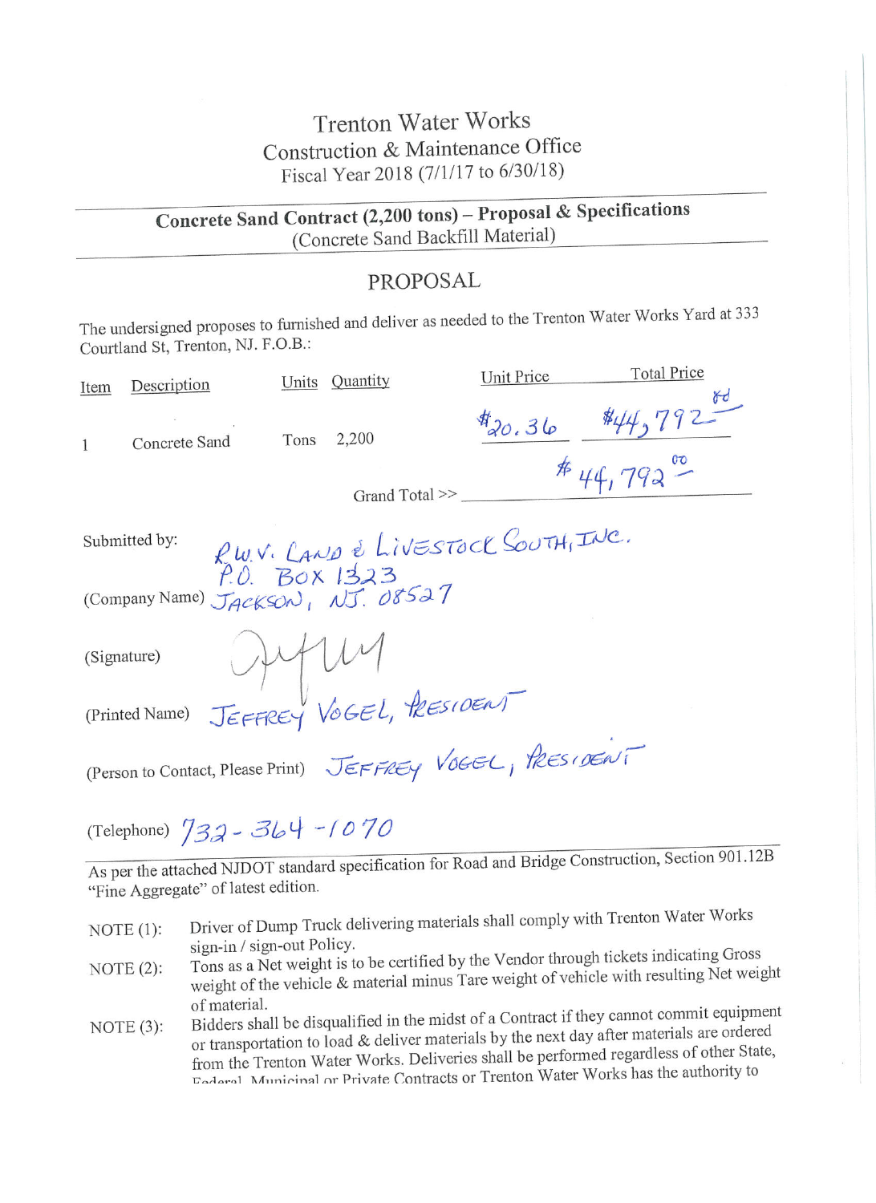# Trenton Water Works

## Construction & Maintenance Office

Fiscal Year 2018 (7/1/17 to 6/30/18)

---

**Concrete Sand Contract (2,200 tons) – Proposal & Specifications**

(Concrete Sand Backfill Material)

---

## PROPOSAL

The undersigned proposes to furnished and deliver as needed to the Trenton Water Works Yard at 333 Courtland St, Trenton, NJ. F.O.B.:

| Item | Description | Units | Quantity | Unit Price | Total Price |
|---|---|---|---|---|---|
| 1 | Concrete Sand | Tons | 2,200 | $20.36 | $44,792.00 |
| | | | | Grand Total >> | $44,792.00 |

Submitted by:

(Company Name) R.W.V. Land & Livestock South, Inc.
P.O. Box 1323
Jackson, NJ. 08527

(Signature) [signature]

(Printed Name) Jeffrey Vogel, President

(Person to Contact, Please Print) Jeffrey Vogel, President

(Telephone) 732-364-1070

---

As per the attached NJDOT standard specification for Road and Bridge Construction, Section 901.12B "Fine Aggregate" of latest edition.

NOTE (1): Driver of Dump Truck delivering materials shall comply with Trenton Water Works sign-in / sign-out Policy.

NOTE (2): Tons as a Net weight is to be certified by the Vendor through tickets indicating Gross weight of the vehicle & material minus Tare weight of vehicle with resulting Net weight of material.

NOTE (3): Bidders shall be disqualified in the midst of a Contract if they cannot commit equipment or transportation to load & deliver materials by the next day after materials are ordered from the Trenton Water Works. Deliveries shall be performed regardless of other State, Federal, Municipal or Private Contracts or Trenton Water Works has the authority to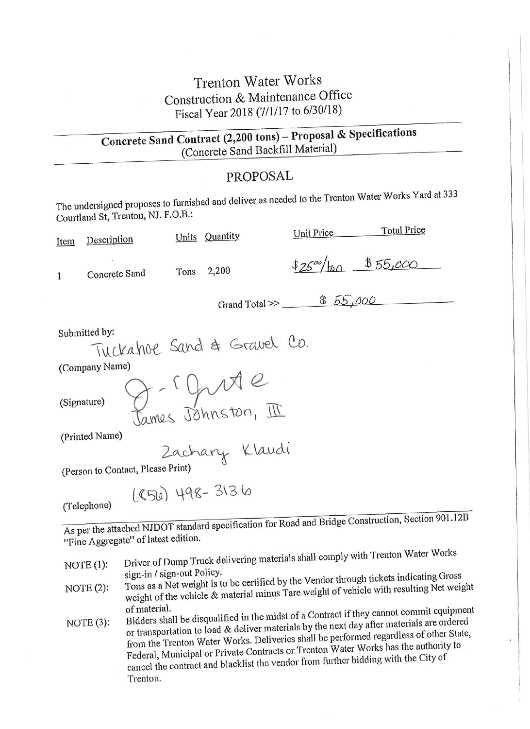# Trenton Water Works

## Construction & Maintenance Office

Fiscal Year 2018 (7/1/17 to 6/30/18)

## Concrete Sand Contract (2,200 tons) – Proposal & Specifications

(Concrete Sand Backfill Material)

## PROPOSAL

The undersigned proposes to furnished and deliver as needed to the Trenton Water Works Yard at 333 Courtland St, Trenton, NJ. F.O.B.:

| Item | Description | Units | Quantity | Unit Price | Total Price |
|---|---|---|---|---|---|
| 1 | Concrete Sand | Tons | 2,200 | $25.00/ton | $55,000 |

Grand Total >> $ 55,000

Submitted by:

Tuckahoe Sand & Gravel Co.

(Company Name)

(Signature) [signature]

James Johnston, III

(Printed Name)

Zachary Klaudi

(Person to Contact, Please Print)

(Telephone) (856) 498-3136

As per the attached NJDOT standard specification for Road and Bridge Construction, Section 901.12B "Fine Aggregate" of latest edition.

NOTE (1): Driver of Dump Truck delivering materials shall comply with Trenton Water Works sign-in / sign-out Policy.

NOTE (2): Tons as a Net weight is to be certified by the Vendor through tickets indicating Gross weight of the vehicle & material minus Tare weight of vehicle with resulting Net weight of material.

NOTE (3): Bidders shall be disqualified in the midst of a Contract if they cannot commit equipment or transportation to load & deliver materials by the next day after materials are ordered from the Trenton Water Works. Deliveries shall be performed regardless of other State, Federal, Municipal or Private Contracts or Trenton Water Works has the authority to cancel the contract and blacklist the vendor from further bidding with the City of Trenton.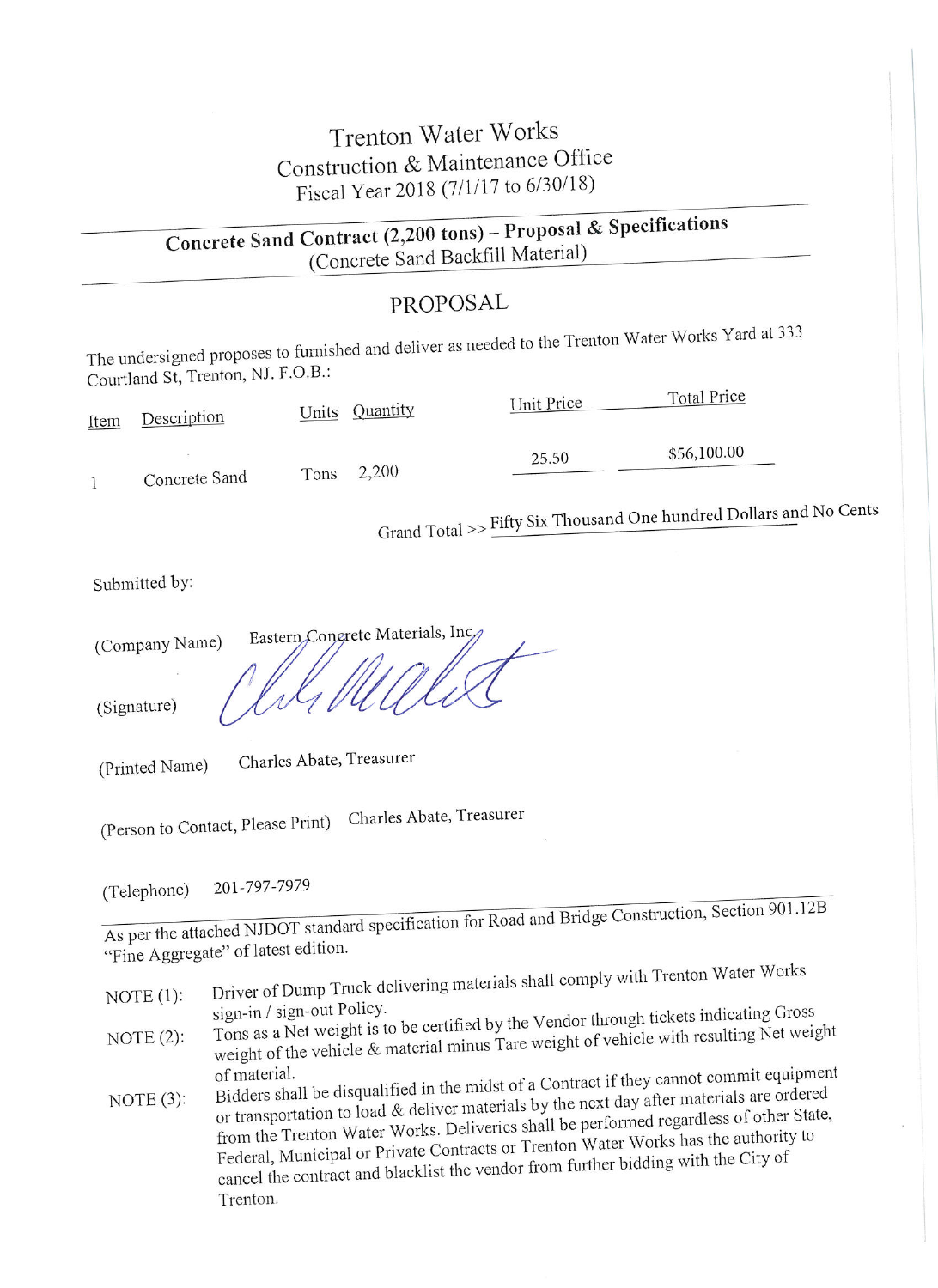# Trenton Water Works

## Construction & Maintenance Office

Fiscal Year 2018 (7/1/17 to 6/30/18)

---

## Concrete Sand Contract (2,200 tons) – Proposal & Specifications

(Concrete Sand Backfill Material)

---

## PROPOSAL

The undersigned proposes to furnished and deliver as needed to the Trenton Water Works Yard at 333 Courtland St, Trenton, NJ. F.O.B.:

| Item | Description | Units | Quantity | Unit Price | Total Price |
|---|---|---|---|---|---|
| 1 | Concrete Sand | Tons | 2,200 | 25.50 | $56,100.00 |

Grand Total >> Fifty Six Thousand One hundred Dollars and No Cents

Submitted by:

(Company Name) Eastern Concrete Materials, Inc.

(Signature) [signature]

(Printed Name) Charles Abate, Treasurer

(Person to Contact, Please Print) Charles Abate, Treasurer

(Telephone) 201-797-7979

---

As per the attached NJDOT standard specification for Road and Bridge Construction, Section 901.12B "Fine Aggregate" of latest edition.

NOTE (1): Driver of Dump Truck delivering materials shall comply with Trenton Water Works sign-in / sign-out Policy.

NOTE (2): Tons as a Net weight is to be certified by the Vendor through tickets indicating Gross weight of the vehicle & material minus Tare weight of vehicle with resulting Net weight of material.

NOTE (3): Bidders shall be disqualified in the midst of a Contract if they cannot commit equipment or transportation to load & deliver materials by the next day after materials are ordered from the Trenton Water Works. Deliveries shall be performed regardless of other State, Federal, Municipal or Private Contracts or Trenton Water Works has the authority to cancel the contract and blacklist the vendor from further bidding with the City of Trenton.